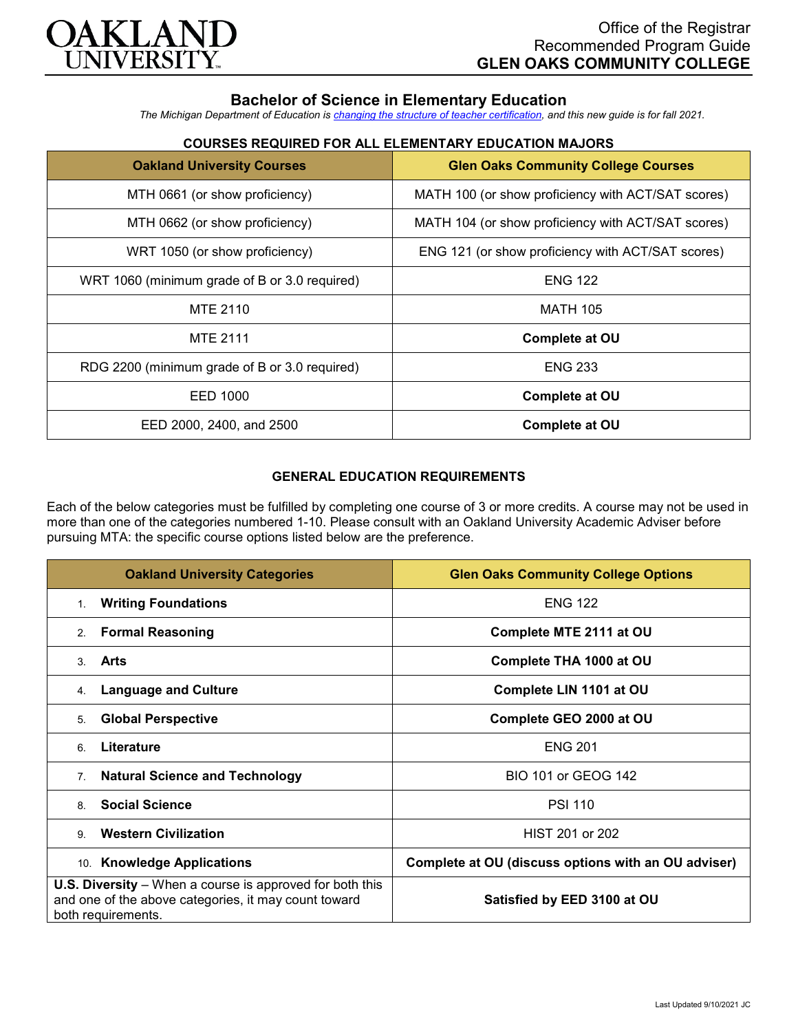# OAKLAND UNIVERSITY

Office of the Registrar
Recommended Program Guide
**GLEN OAKS COMMUNITY COLLEGE**

## Bachelor of Science in Elementary Education

*The Michigan Department of Education is changing the structure of teacher certification, and this new guide is for fall 2021.*

### COURSES REQUIRED FOR ALL ELEMENTARY EDUCATION MAJORS

| Oakland University Courses | Glen Oaks Community College Courses |
|---|---|
| MTH 0661 (or show proficiency) | MATH 100 (or show proficiency with ACT/SAT scores) |
| MTH 0662 (or show proficiency) | MATH 104 (or show proficiency with ACT/SAT scores) |
| WRT 1050 (or show proficiency) | ENG 121 (or show proficiency with ACT/SAT scores) |
| WRT 1060 (minimum grade of B or 3.0 required) | ENG 122 |
| MTE 2110 | MATH 105 |
| MTE 2111 | **Complete at OU** |
| RDG 2200 (minimum grade of B or 3.0 required) | ENG 233 |
| EED 1000 | **Complete at OU** |
| EED 2000, 2400, and 2500 | **Complete at OU** |

### GENERAL EDUCATION REQUIREMENTS

Each of the below categories must be fulfilled by completing one course of 3 or more credits. A course may not be used in more than one of the categories numbered 1-10. Please consult with an Oakland University Academic Adviser before pursuing MTA: the specific course options listed below are the preference.

| Oakland University Categories | Glen Oaks Community College Options |
|---|---|
| 1. **Writing Foundations** | ENG 122 |
| 2. **Formal Reasoning** | **Complete MTE 2111 at OU** |
| 3. **Arts** | **Complete THA 1000 at OU** |
| 4. **Language and Culture** | **Complete LIN 1101 at OU** |
| 5. **Global Perspective** | **Complete GEO 2000 at OU** |
| 6. **Literature** | ENG 201 |
| 7. **Natural Science and Technology** | BIO 101 or GEOG 142 |
| 8. **Social Science** | PSI 110 |
| 9. **Western Civilization** | HIST 201 or 202 |
| 10. **Knowledge Applications** | **Complete at OU (discuss options with an OU adviser)** |
| **U.S. Diversity** – When a course is approved for both this and one of the above categories, it may count toward both requirements. | **Satisfied by EED 3100 at OU** |

Last Updated 9/10/2021 JC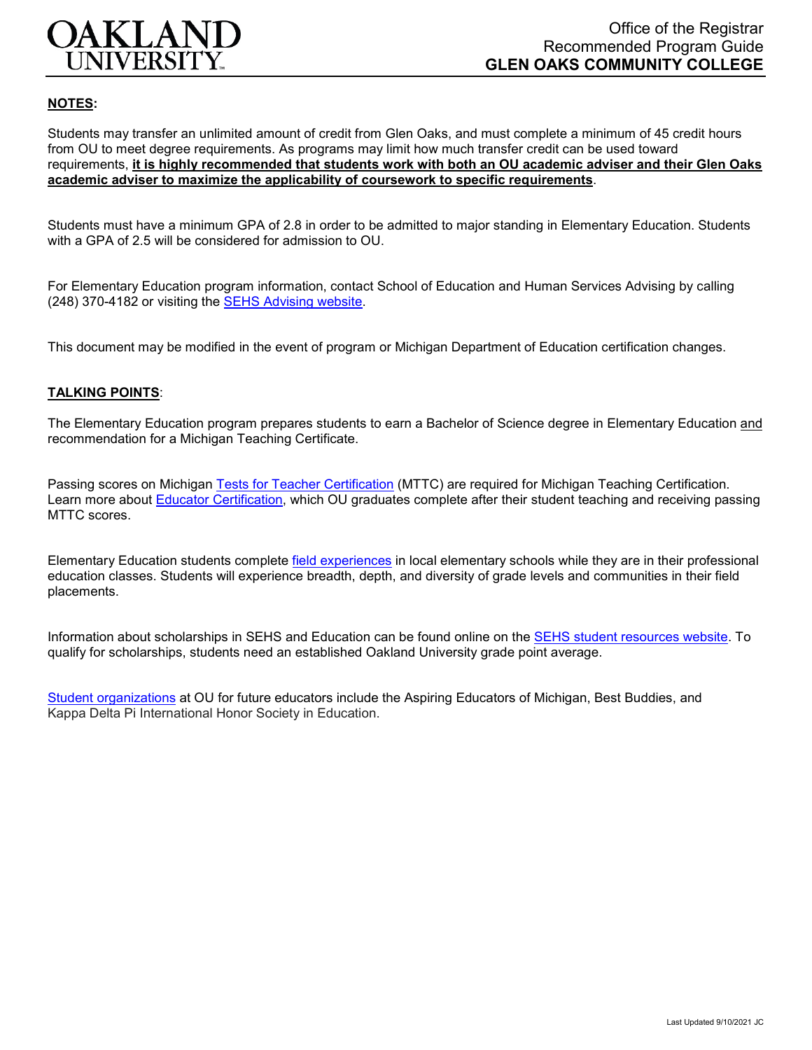**NOTES:**

Students may transfer an unlimited amount of credit from Glen Oaks, and must complete a minimum of 45 credit hours from OU to meet degree requirements. As programs may limit how much transfer credit can be used toward requirements, **it is highly recommended that students work with both an OU academic adviser and their Glen Oaks academic adviser to maximize the applicability of coursework to specific requirements**.

Students must have a minimum GPA of 2.8 in order to be admitted to major standing in Elementary Education. Students with a GPA of 2.5 will be considered for admission to OU.

For Elementary Education program information, contact School of Education and Human Services Advising by calling (248) 370-4182 or visiting the SEHS Advising website.

This document may be modified in the event of program or Michigan Department of Education certification changes.

**TALKING POINTS**:

The Elementary Education program prepares students to earn a Bachelor of Science degree in Elementary Education and recommendation for a Michigan Teaching Certificate.

Passing scores on Michigan Tests for Teacher Certification (MTTC) are required for Michigan Teaching Certification. Learn more about Educator Certification, which OU graduates complete after their student teaching and receiving passing MTTC scores.

Elementary Education students complete field experiences in local elementary schools while they are in their professional education classes. Students will experience breadth, depth, and diversity of grade levels and communities in their field placements.

Information about scholarships in SEHS and Education can be found online on the SEHS student resources website. To qualify for scholarships, students need an established Oakland University grade point average.

Student organizations at OU for future educators include the Aspiring Educators of Michigan, Best Buddies, and Kappa Delta Pi International Honor Society in Education.